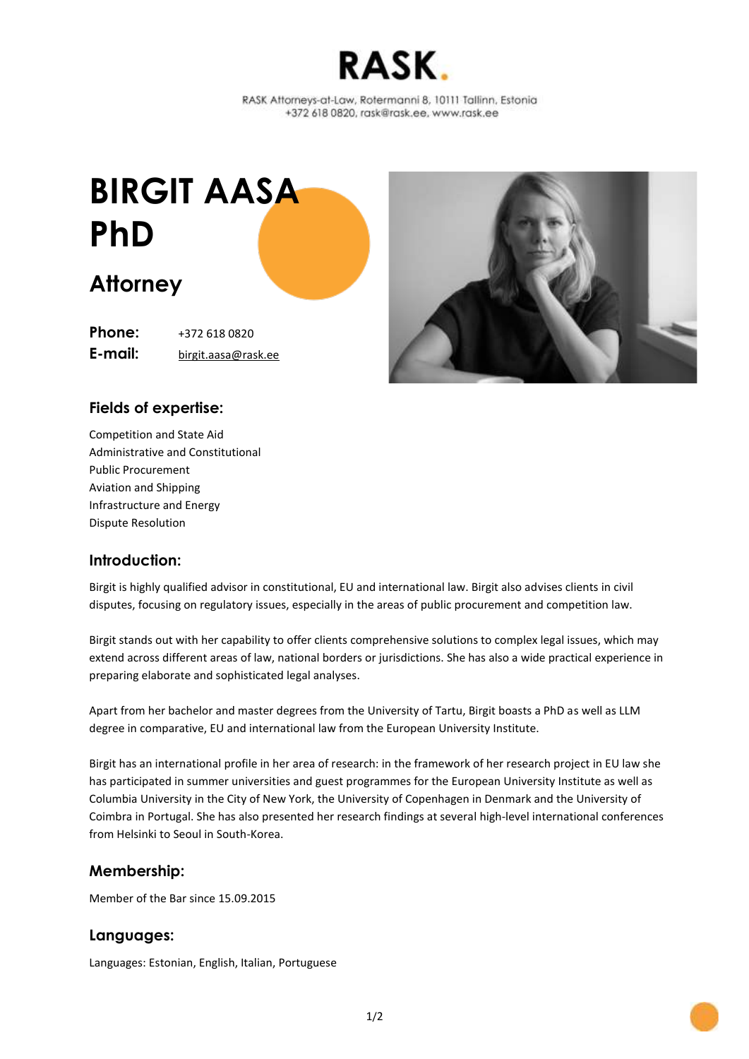# RASK.

RASK Attorneys-at-Law, Rotermanni 8, 10111 Tallinn, Estonia
+372 618 0820, rask@rask.ee, www.rask.ee

# BIRGIT AASA PhD

## Attorney

**Phone:** +372 618 0820
**E-mail:** birgit.aasa@rask.ee

### Fields of expertise:

Competition and State Aid
Administrative and Constitutional
Public Procurement
Aviation and Shipping
Infrastructure and Energy
Dispute Resolution

### Introduction:

Birgit is highly qualified advisor in constitutional, EU and international law. Birgit also advises clients in civil disputes, focusing on regulatory issues, especially in the areas of public procurement and competition law.

Birgit stands out with her capability to offer clients comprehensive solutions to complex legal issues, which may extend across different areas of law, national borders or jurisdictions. She has also a wide practical experience in preparing elaborate and sophisticated legal analyses.

Apart from her bachelor and master degrees from the University of Tartu, Birgit boasts a PhD as well as LLM degree in comparative, EU and international law from the European University Institute.

Birgit has an international profile in her area of research: in the framework of her research project in EU law she has participated in summer universities and guest programmes for the European University Institute as well as Columbia University in the City of New York, the University of Copenhagen in Denmark and the University of Coimbra in Portugal. She has also presented her research findings at several high-level international conferences from Helsinki to Seoul in South-Korea.

### Membership:

Member of the Bar since 15.09.2015

### Languages:

Languages: Estonian, English, Italian, Portuguese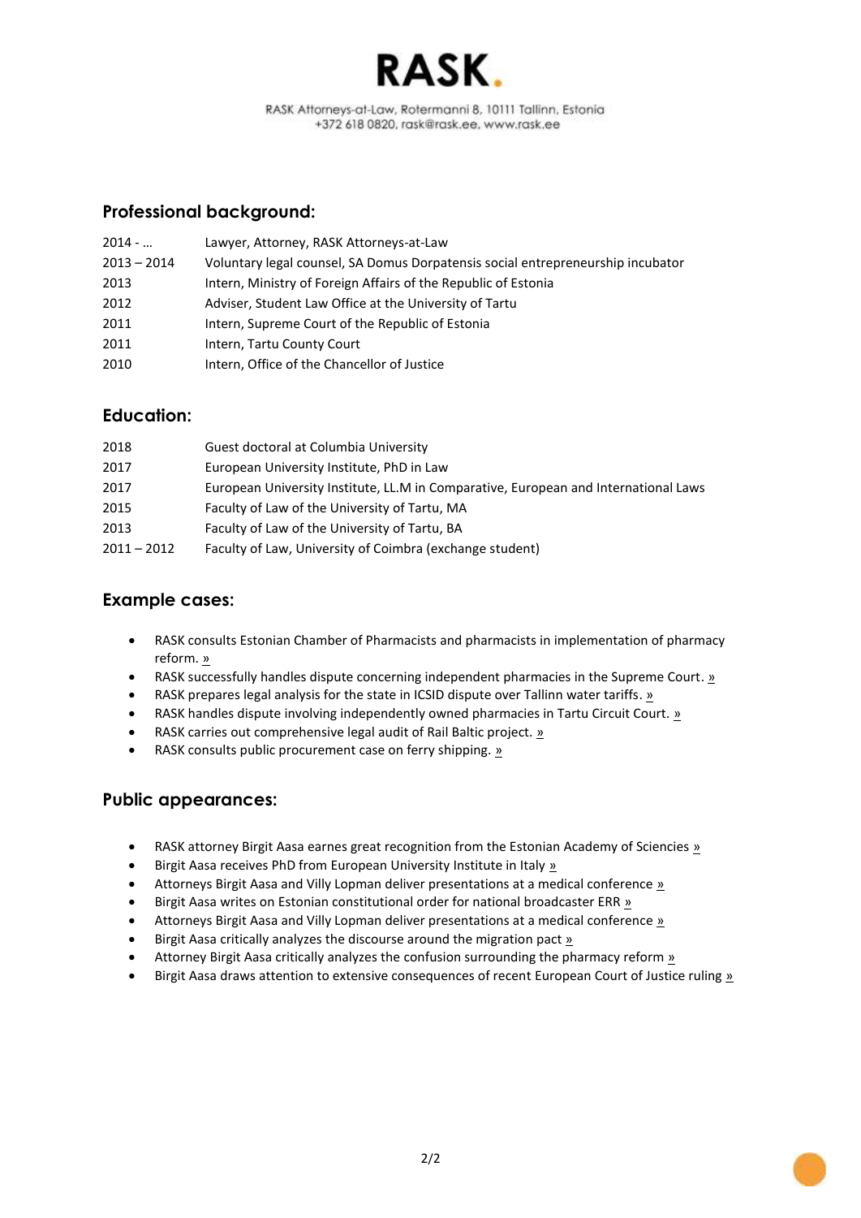# RASK.

RASK Attorneys-at-Law, Rotermanni 8, 10111 Tallinn, Estonia
+372 618 0820, rask@rask.ee, www.rask.ee

## Professional background:

| | |
|---|---|
| 2014 - … | Lawyer, Attorney, RASK Attorneys-at-Law |
| 2013 – 2014 | Voluntary legal counsel, SA Domus Dorpatensis social entrepreneurship incubator |
| 2013 | Intern, Ministry of Foreign Affairs of the Republic of Estonia |
| 2012 | Adviser, Student Law Office at the University of Tartu |
| 2011 | Intern, Supreme Court of the Republic of Estonia |
| 2011 | Intern, Tartu County Court |
| 2010 | Intern, Office of the Chancellor of Justice |

## Education:

| | |
|---|---|
| 2018 | Guest doctoral at Columbia University |
| 2017 | European University Institute, PhD in Law |
| 2017 | European University Institute, LL.M in Comparative, European and International Laws |
| 2015 | Faculty of Law of the University of Tartu, MA |
| 2013 | Faculty of Law of the University of Tartu, BA |
| 2011 – 2012 | Faculty of Law, University of Coimbra (exchange student) |

## Example cases:

- RASK consults Estonian Chamber of Pharmacists and pharmacists in implementation of pharmacy reform. »
- RASK successfully handles dispute concerning independent pharmacies in the Supreme Court. »
- RASK prepares legal analysis for the state in ICSID dispute over Tallinn water tariffs. »
- RASK handles dispute involving independently owned pharmacies in Tartu Circuit Court. »
- RASK carries out comprehensive legal audit of Rail Baltic project. »
- RASK consults public procurement case on ferry shipping. »

## Public appearances:

- RASK attorney Birgit Aasa earnes great recognition from the Estonian Academy of Sciencies »
- Birgit Aasa receives PhD from European University Institute in Italy »
- Attorneys Birgit Aasa and Villy Lopman deliver presentations at a medical conference »
- Birgit Aasa writes on Estonian constitutional order for national broadcaster ERR »
- Attorneys Birgit Aasa and Villy Lopman deliver presentations at a medical conference »
- Birgit Aasa critically analyzes the discourse around the migration pact »
- Attorney Birgit Aasa critically analyzes the confusion surrounding the pharmacy reform »
- Birgit Aasa draws attention to extensive consequences of recent European Court of Justice ruling »